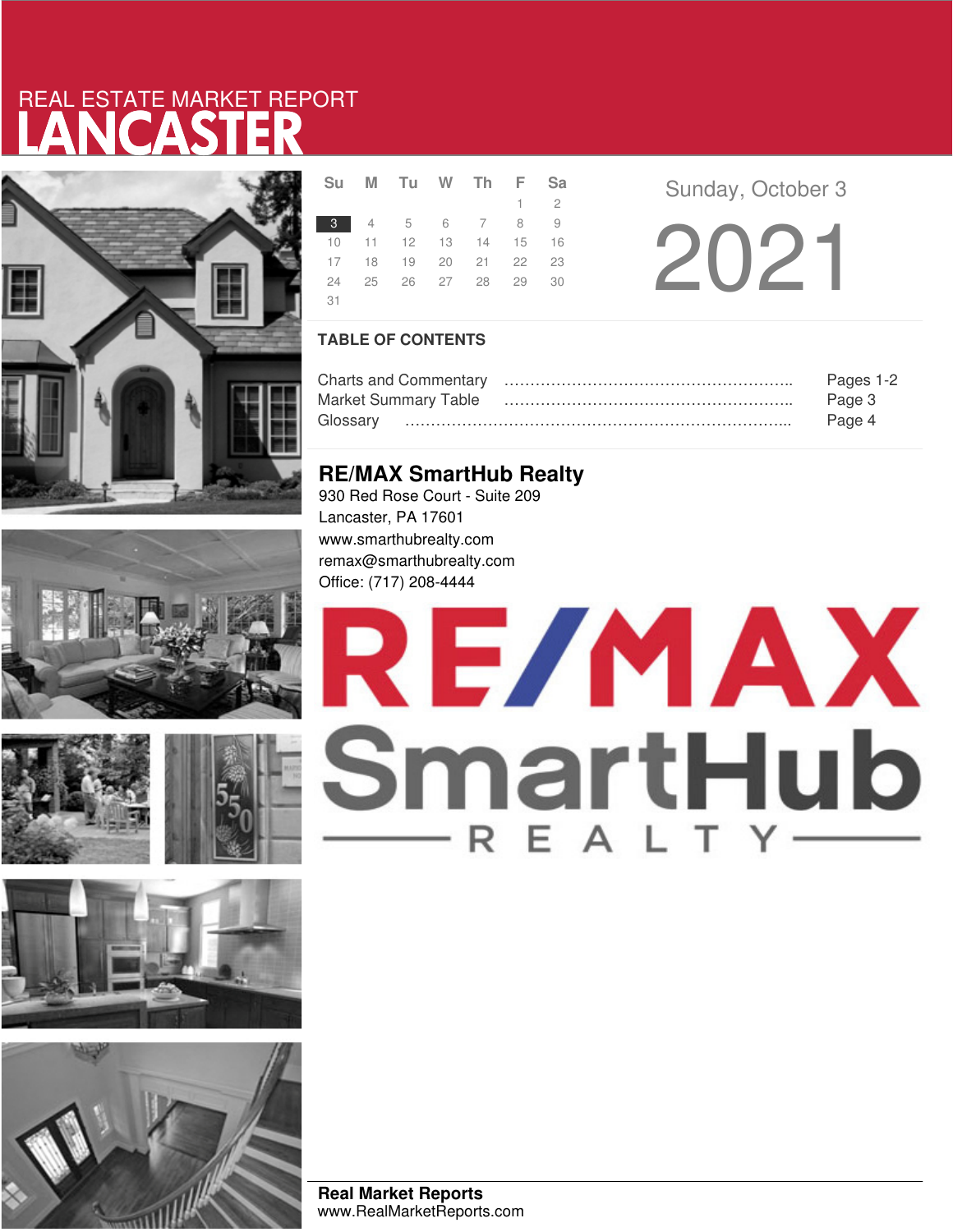# REAL ESTATE MARKET REPORT
# LANCASTER

| Su | M | Tu | W | Th | F | Sa |
|---|---|---|---|---|---|---|
| | | | | | 1 | 2 |
| 3 | 4 | 5 | 6 | 7 | 8 | 9 |
| 10 | 11 | 12 | 13 | 14 | 15 | 16 |
| 17 | 18 | 19 | 20 | 21 | 22 | 23 |
| 24 | 25 | 26 | 27 | 28 | 29 | 30 |
| 31 | | | | | | |

Sunday, October 3

2021

## TABLE OF CONTENTS

| | |
|---|---|
| Charts and Commentary ………………………………………………….. | Pages 1-2 |
| Market Summary Table ………………………………………………….. | Page 3 |
| Glossary ………………………………………………………………….. | Page 4 |

## RE/MAX SmartHub Realty

930 Red Rose Court - Suite 209
Lancaster, PA 17601
www.smarthubrealty.com
remax@smarthubrealty.com
Office: (717) 208-4444

RE/MAX SmartHub REALTY

**Real Market Reports**
www.RealMarketReports.com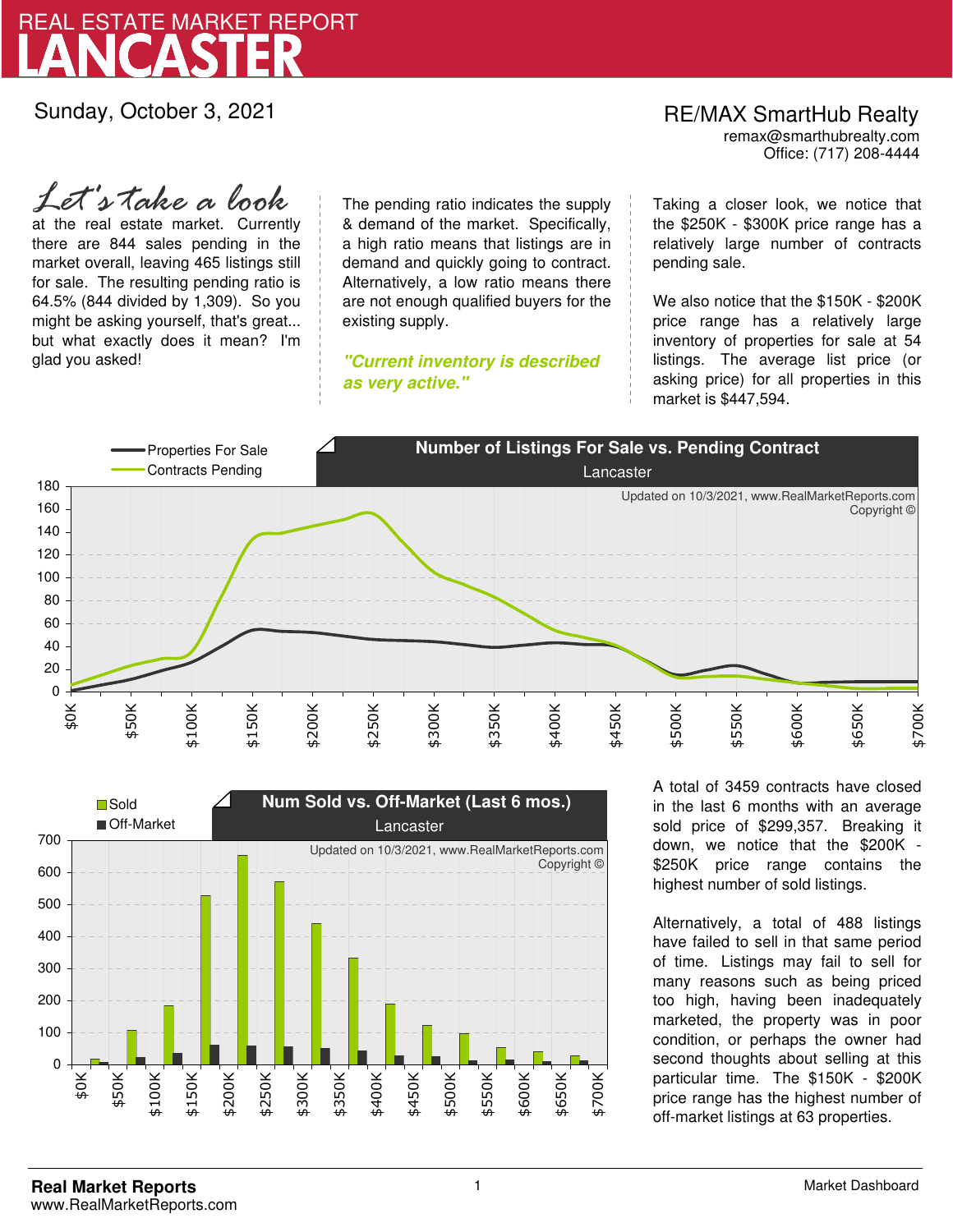# REAL ESTATE MARKET REPORT
# LANCASTER

Sunday, October 3, 2021

RE/MAX SmartHub Realty
remax@smarthubrealty.com
Office: (717) 208-4444

*Let's take a look* at the real estate market. Currently there are 844 sales pending in the market overall, leaving 465 listings still for sale. The resulting pending ratio is 64.5% (844 divided by 1,309). So you might be asking yourself, that's great... but what exactly does it mean? I'm glad you asked!

The pending ratio indicates the supply & demand of the market. Specifically, a high ratio means that listings are in demand and quickly going to contract. Alternatively, a low ratio means there are not enough qualified buyers for the existing supply.

***"Current inventory is described as very active."***

Taking a closer look, we notice that the $250K - $300K price range has a relatively large number of contracts pending sale.

We also notice that the $150K - $200K price range has a relatively large inventory of properties for sale at 54 listings. The average list price (or asking price) for all properties in this market is $447,594.

**Number of Listings For Sale vs. Pending Contract**
Lancaster

Properties For Sale / Contracts Pending

Updated on 10/3/2021, www.RealMarketReports.com Copyright ©

**Num Sold vs. Off-Market (Last 6 mos.)**
Lancaster

Sold / Off-Market

Updated on 10/3/2021, www.RealMarketReports.com Copyright ©

A total of 3459 contracts have closed in the last 6 months with an average sold price of $299,357. Breaking it down, we notice that the $200K - $250K price range contains the highest number of sold listings.

Alternatively, a total of 488 listings have failed to sell in that same period of time. Listings may fail to sell for many reasons such as being priced too high, having been inadequately marketed, the property was in poor condition, or perhaps the owner had second thoughts about selling at this particular time. The $150K - $200K price range has the highest number of off-market listings at 63 properties.

**Real Market Reports**
www.RealMarketReports.com

Market Dashboard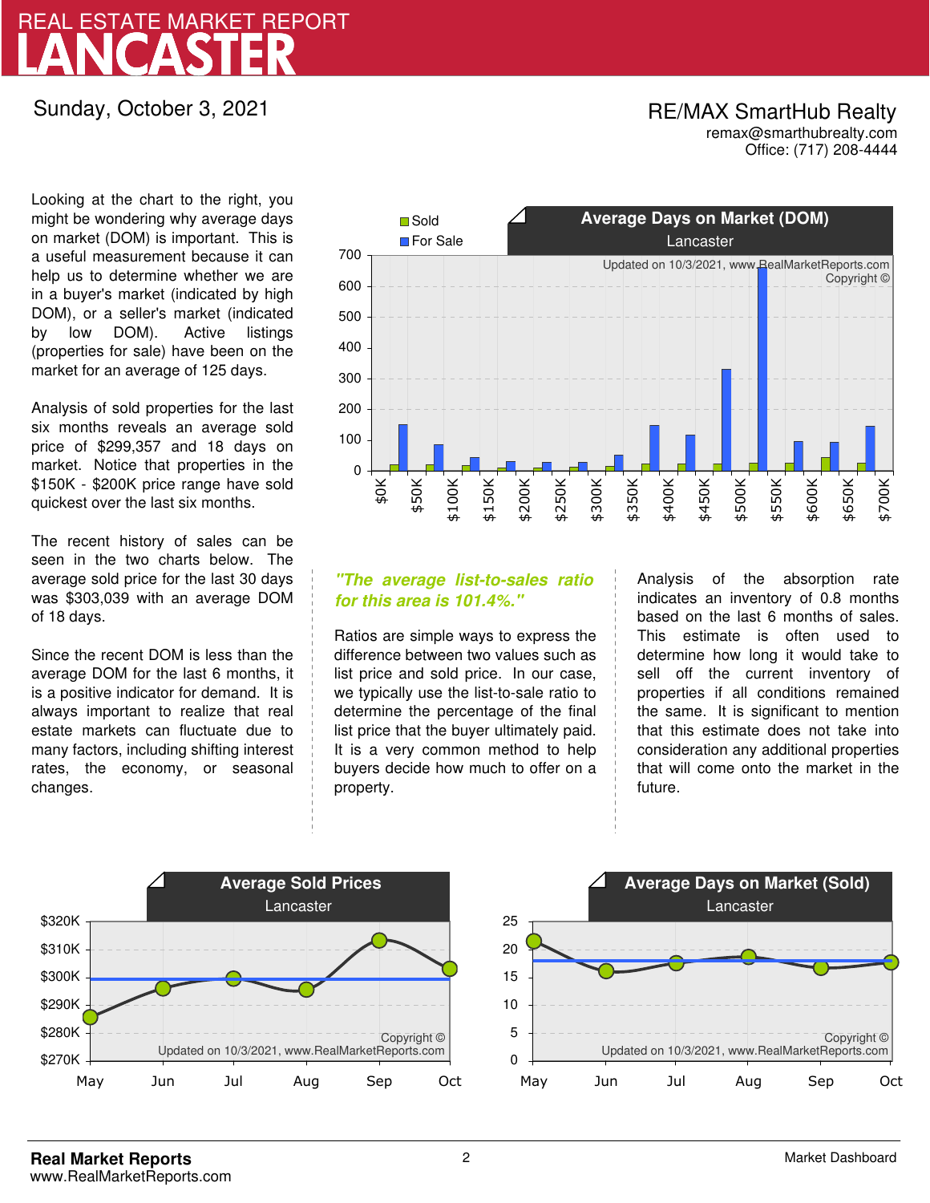# REAL ESTATE MARKET REPORT
# LANCASTER

Sunday, October 3, 2021

**RE/MAX SmartHub Realty**
remax@smarthubrealty.com
Office: (717) 208-4444

Looking at the chart to the right, you might be wondering why average days on market (DOM) is important. This is a useful measurement because it can help us to determine whether we are in a buyer's market (indicated by high DOM), or a seller's market (indicated by low DOM). Active listings (properties for sale) have been on the market for an average of 125 days.

Analysis of sold properties for the last six months reveals an average sold price of $299,357 and 18 days on market. Notice that properties in the $150K - $200K price range have sold quickest over the last six months.

The recent history of sales can be seen in the two charts below. The average sold price for the last 30 days was $303,039 with an average DOM of 18 days.

Since the recent DOM is less than the average DOM for the last 6 months, it is a positive indicator for demand. It is always important to realize that real estate markets can fluctuate due to many factors, including shifting interest rates, the economy, or seasonal changes.

**Average Days on Market (DOM)**
Lancaster

Sold / For Sale

Updated on 10/3/2021, www.RealMarketReports.com
Copyright ©

*"The average list-to-sales ratio for this area is 101.4%."*

Ratios are simple ways to express the difference between two values such as list price and sold price. In our case, we typically use the list-to-sale ratio to determine the percentage of the final list price that the buyer ultimately paid. It is a very common method to help buyers decide how much to offer on a property.

Analysis of the absorption rate indicates an inventory of 0.8 months based on the last 6 months of sales. This estimate is often used to determine how long it would take to sell off the current inventory of properties if all conditions remained the same. It is significant to mention that this estimate does not take into consideration any additional properties that will come onto the market in the future.

**Average Sold Prices**
Lancaster

Copyright ©
Updated on 10/3/2021, www.RealMarketReports.com

**Average Days on Market (Sold)**
Lancaster

Copyright ©
Updated on 10/3/2021, www.RealMarketReports.com

**Real Market Reports**
www.RealMarketReports.com

Market Dashboard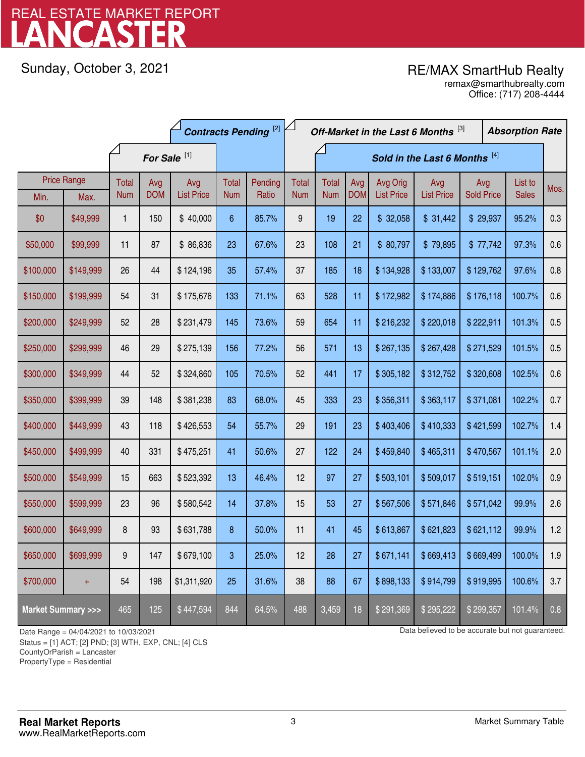# REAL ESTATE MARKET REPORT
# LANCASTER

Sunday, October 3, 2021

RE/MAX SmartHub Realty
remax@smarthubrealty.com
Office: (717) 208-4444

| Price Range | | For Sale [1] | | | Contracts Pending [2] | | Off-Market in the Last 6 Months [3] | Sold in the Last 6 Months [4] | | | | | | Absorption Rate |
|---|---|---|---|---|---|---|---|---|---|---|---|---|---|---|
| Min. | Max. | Total Num | Avg DOM | Avg List Price | Total Num | Pending Ratio | Total Num | Total Num | Avg DOM | Avg Orig List Price | Avg List Price | Avg Sold Price | List to Sales | Mos. |
| $0 | $49,999 | 1 | 150 | $ 40,000 | 6 | 85.7% | 9 | 19 | 22 | $ 32,058 | $ 31,442 | $ 29,937 | 95.2% | 0.3 |
| $50,000 | $99,999 | 11 | 87 | $ 86,836 | 23 | 67.6% | 23 | 108 | 21 | $ 80,797 | $ 79,895 | $ 77,742 | 97.3% | 0.6 |
| $100,000 | $149,999 | 26 | 44 | $ 124,196 | 35 | 57.4% | 37 | 185 | 18 | $ 134,928 | $ 133,007 | $ 129,762 | 97.6% | 0.8 |
| $150,000 | $199,999 | 54 | 31 | $ 175,676 | 133 | 71.1% | 63 | 528 | 11 | $ 172,982 | $ 174,886 | $ 176,118 | 100.7% | 0.6 |
| $200,000 | $249,999 | 52 | 28 | $ 231,479 | 145 | 73.6% | 59 | 654 | 11 | $ 216,232 | $ 220,018 | $ 222,911 | 101.3% | 0.5 |
| $250,000 | $299,999 | 46 | 29 | $ 275,139 | 156 | 77.2% | 56 | 571 | 13 | $ 267,135 | $ 267,428 | $ 271,529 | 101.5% | 0.5 |
| $300,000 | $349,999 | 44 | 52 | $ 324,860 | 105 | 70.5% | 52 | 441 | 17 | $ 305,182 | $ 312,752 | $ 320,608 | 102.5% | 0.6 |
| $350,000 | $399,999 | 39 | 148 | $ 381,238 | 83 | 68.0% | 45 | 333 | 23 | $ 356,311 | $ 363,117 | $ 371,081 | 102.2% | 0.7 |
| $400,000 | $449,999 | 43 | 118 | $ 426,553 | 54 | 55.7% | 29 | 191 | 23 | $ 403,406 | $ 410,333 | $ 421,599 | 102.7% | 1.4 |
| $450,000 | $499,999 | 40 | 331 | $ 475,251 | 41 | 50.6% | 27 | 122 | 24 | $ 459,840 | $ 465,311 | $ 470,567 | 101.1% | 2.0 |
| $500,000 | $549,999 | 15 | 663 | $ 523,392 | 13 | 46.4% | 12 | 97 | 27 | $ 503,101 | $ 509,017 | $ 519,151 | 102.0% | 0.9 |
| $550,000 | $599,999 | 23 | 96 | $ 580,542 | 14 | 37.8% | 15 | 53 | 27 | $ 567,506 | $ 571,846 | $ 571,042 | 99.9% | 2.6 |
| $600,000 | $649,999 | 8 | 93 | $ 631,788 | 8 | 50.0% | 11 | 41 | 45 | $ 613,867 | $ 621,823 | $ 621,112 | 99.9% | 1.2 |
| $650,000 | $699,999 | 9 | 147 | $ 679,100 | 3 | 25.0% | 12 | 28 | 27 | $ 671,141 | $ 669,413 | $ 669,499 | 100.0% | 1.9 |
| $700,000 | + | 54 | 198 | $1,311,920 | 25 | 31.6% | 38 | 88 | 67 | $ 898,133 | $ 914,799 | $ 919,995 | 100.6% | 3.7 |
| **Market Summary >>>** | | 465 | 125 | $ 447,594 | 844 | 64.5% | 488 | 3,459 | 18 | $ 291,369 | $ 295,222 | $ 299,357 | 101.4% | 0.8 |

Date Range = 04/04/2021 to 10/03/2021
Status = [1] ACT; [2] PND; [3] WTH, EXP, CNL; [4] CLS
CountyOrParish = Lancaster
PropertyType = Residential

Data believed to be accurate but not guaranteed.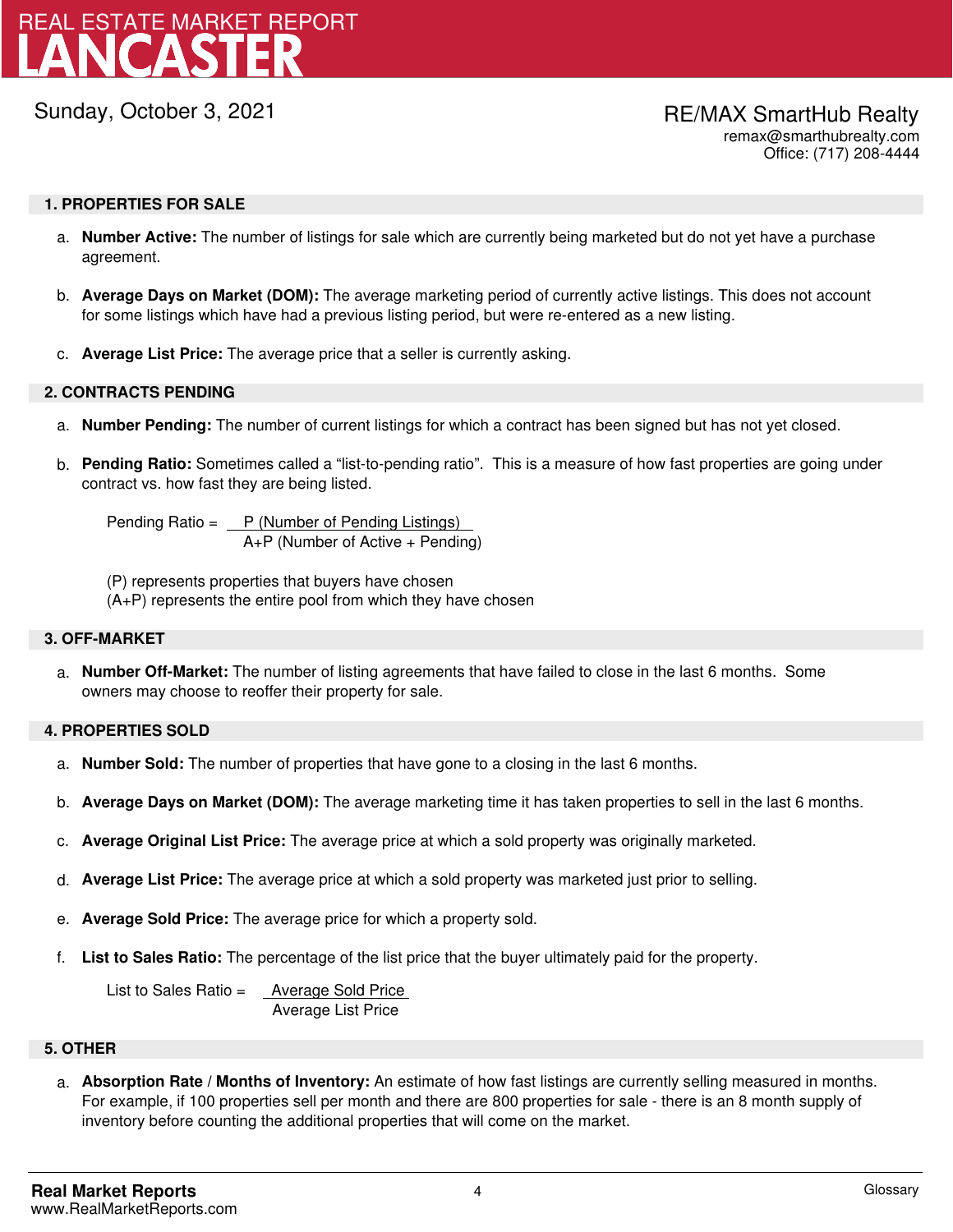# LANCASTER
REAL ESTATE MARKET REPORT

Sunday, October 3, 2021

RE/MAX SmartHub Realty
remax@smarthubrealty.com
Office: (717) 208-4444

## 1. PROPERTIES FOR SALE

a. **Number Active:** The number of listings for sale which are currently being marketed but do not yet have a purchase agreement.

b. **Average Days on Market (DOM):** The average marketing period of currently active listings. This does not account for some listings which have had a previous listing period, but were re-entered as a new listing.

c. **Average List Price:** The average price that a seller is currently asking.

## 2. CONTRACTS PENDING

a. **Number Pending:** The number of current listings for which a contract has been signed but has not yet closed.

b. **Pending Ratio:** Sometimes called a "list-to-pending ratio". This is a measure of how fast properties are going under contract vs. how fast they are being listed.

$$\text{Pending Ratio} = \frac{\text{P (Number of Pending Listings)}}{\text{A+P (Number of Active + Pending)}}$$

(P) represents properties that buyers have chosen
(A+P) represents the entire pool from which they have chosen

## 3. OFF-MARKET

a. **Number Off-Market:** The number of listing agreements that have failed to close in the last 6 months. Some owners may choose to reoffer their property for sale.

## 4. PROPERTIES SOLD

a. **Number Sold:** The number of properties that have gone to a closing in the last 6 months.

b. **Average Days on Market (DOM):** The average marketing time it has taken properties to sell in the last 6 months.

c. **Average Original List Price:** The average price at which a sold property was originally marketed.

d. **Average List Price:** The average price at which a sold property was marketed just prior to selling.

e. **Average Sold Price:** The average price for which a property sold.

f. **List to Sales Ratio:** The percentage of the list price that the buyer ultimately paid for the property.

$$\text{List to Sales Ratio} = \frac{\text{Average Sold Price}}{\text{Average List Price}}$$

## 5. OTHER

a. **Absorption Rate / Months of Inventory:** An estimate of how fast listings are currently selling measured in months. For example, if 100 properties sell per month and there are 800 properties for sale - there is an 8 month supply of inventory before counting the additional properties that will come on the market.